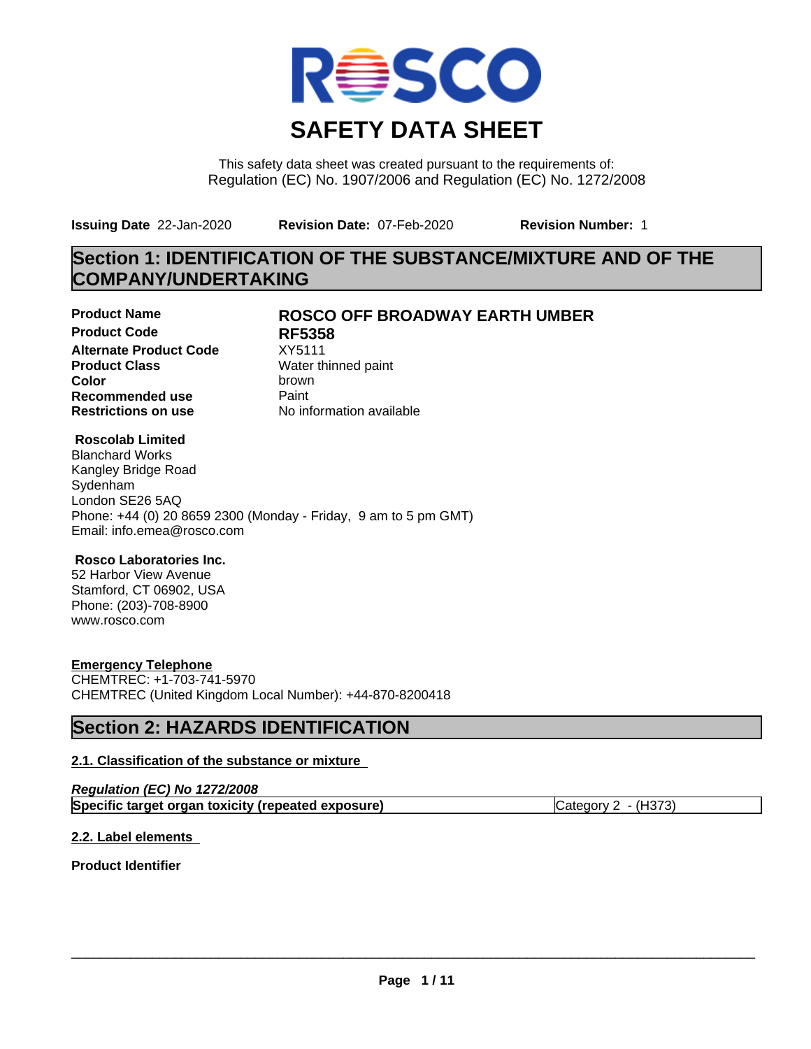# SAFETY DATA SHEET

This safety data sheet was created pursuant to the requirements of:
Regulation (EC) No. 1907/2006 and Regulation (EC) No. 1272/2008

**Issuing Date** 22-Jan-2020 **Revision Date:** 07-Feb-2020 **Revision Number:** 1

## Section 1: IDENTIFICATION OF THE SUBSTANCE/MIXTURE AND OF THE COMPANY/UNDERTAKING

| | |
|---|---|
| **Product Name** | **ROSCO OFF BROADWAY EARTH UMBER** |
| **Product Code** | **RF5358** |
| **Alternate Product Code** | XY5111 |
| **Product Class** | Water thinned paint |
| **Color** | brown |
| **Recommended use** | Paint |
| **Restrictions on use** | No information available |

**Roscolab Limited**
Blanchard Works
Kangley Bridge Road
Sydenham
London SE26 5AQ
Phone: +44 (0) 20 8659 2300 (Monday - Friday, 9 am to 5 pm GMT)
Email: info.emea@rosco.com

**Rosco Laboratories Inc.**
52 Harbor View Avenue
Stamford, CT 06902, USA
Phone: (203)-708-8900
www.rosco.com

**Emergency Telephone**
CHEMTREC: +1-703-741-5970
CHEMTREC (United Kingdom Local Number): +44-870-8200418

## Section 2: HAZARDS IDENTIFICATION

### 2.1. Classification of the substance or mixture

***Regulation (EC) No 1272/2008***

| | |
|---|---|
| **Specific target organ toxicity (repeated exposure)** | Category 2 - (H373) |

### 2.2. Label elements

**Product Identifier**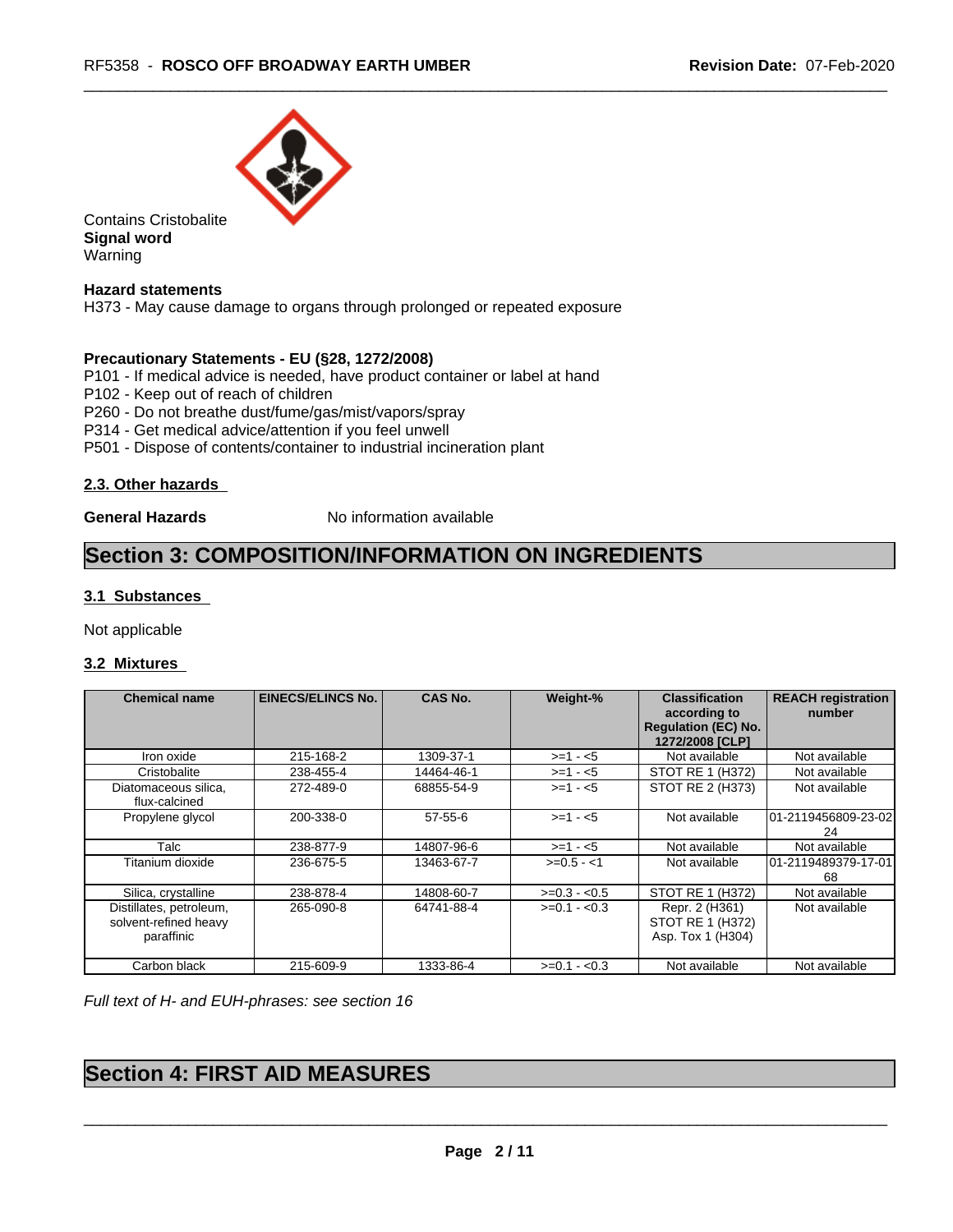Contains Cristobalite

**Signal word**

Warning

**Hazard statements**

H373 - May cause damage to organs through prolonged or repeated exposure

**Precautionary Statements - EU (§28, 1272/2008)**

P101 - If medical advice is needed, have product container or label at hand

P102 - Keep out of reach of children

P260 - Do not breathe dust/fume/gas/mist/vapors/spray

P314 - Get medical advice/attention if you feel unwell

P501 - Dispose of contents/container to industrial incineration plant

### 2.3. Other hazards

**General Hazards** No information available

## Section 3: COMPOSITION/INFORMATION ON INGREDIENTS

### 3.1 Substances

Not applicable

### 3.2 Mixtures

| Chemical name | EINECS/ELINCS No. | CAS No. | Weight-% | Classification according to Regulation (EC) No. 1272/2008 [CLP] | REACH registration number |
|---|---|---|---|---|---|
| Iron oxide | 215-168-2 | 1309-37-1 | >=1 - <5 | Not available | Not available |
| Cristobalite | 238-455-4 | 14464-46-1 | >=1 - <5 | STOT RE 1 (H372) | Not available |
| Diatomaceous silica, flux-calcined | 272-489-0 | 68855-54-9 | >=1 - <5 | STOT RE 2 (H373) | Not available |
| Propylene glycol | 200-338-0 | 57-55-6 | >=1 - <5 | Not available | 01-2119456809-23-0224 |
| Talc | 238-877-9 | 14807-96-6 | >=1 - <5 | Not available | Not available |
| Titanium dioxide | 236-675-5 | 13463-67-7 | >=0.5 - <1 | Not available | 01-2119489379-17-0168 |
| Silica, crystalline | 238-878-4 | 14808-60-7 | >=0.3 - <0.5 | STOT RE 1 (H372) | Not available |
| Distillates, petroleum, solvent-refined heavy paraffinic | 265-090-8 | 64741-88-4 | >=0.1 - <0.3 | Repr. 2 (H361) STOT RE 1 (H372) Asp. Tox 1 (H304) | Not available |
| Carbon black | 215-609-9 | 1333-86-4 | >=0.1 - <0.3 | Not available | Not available |

*Full text of H- and EUH-phrases: see section 16*

## Section 4: FIRST AID MEASURES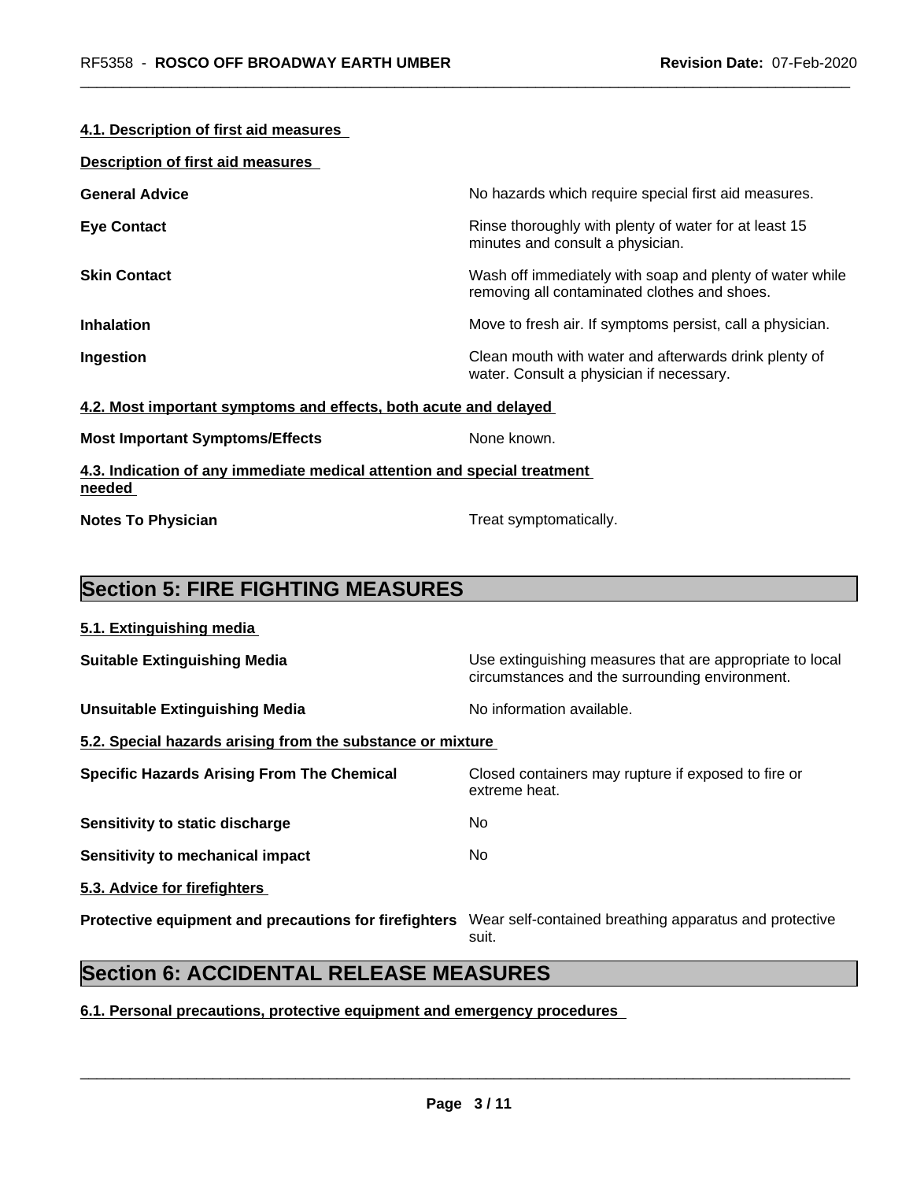### 4.1. Description of first aid measures

**Description of first aid measures**

| | |
|---|---|
| **General Advice** | No hazards which require special first aid measures. |
| **Eye Contact** | Rinse thoroughly with plenty of water for at least 15 minutes and consult a physician. |
| **Skin Contact** | Wash off immediately with soap and plenty of water while removing all contaminated clothes and shoes. |
| **Inhalation** | Move to fresh air. If symptoms persist, call a physician. |
| **Ingestion** | Clean mouth with water and afterwards drink plenty of water. Consult a physician if necessary. |

### 4.2. Most important symptoms and effects, both acute and delayed

| | |
|---|---|
| **Most Important Symptoms/Effects** | None known. |

### 4.3. Indication of any immediate medical attention and special treatment needed

| | |
|---|---|
| **Notes To Physician** | Treat symptomatically. |

## Section 5: FIRE FIGHTING MEASURES

### 5.1. Extinguishing media

| | |
|---|---|
| **Suitable Extinguishing Media** | Use extinguishing measures that are appropriate to local circumstances and the surrounding environment. |
| **Unsuitable Extinguishing Media** | No information available. |

### 5.2. Special hazards arising from the substance or mixture

| | |
|---|---|
| **Specific Hazards Arising From The Chemical** | Closed containers may rupture if exposed to fire or extreme heat. |
| **Sensitivity to static discharge** | No |
| **Sensitivity to mechanical impact** | No |

### 5.3. Advice for firefighters

| | |
|---|---|
| **Protective equipment and precautions for firefighters** | Wear self-contained breathing apparatus and protective suit. |

## Section 6: ACCIDENTAL RELEASE MEASURES

### 6.1. Personal precautions, protective equipment and emergency procedures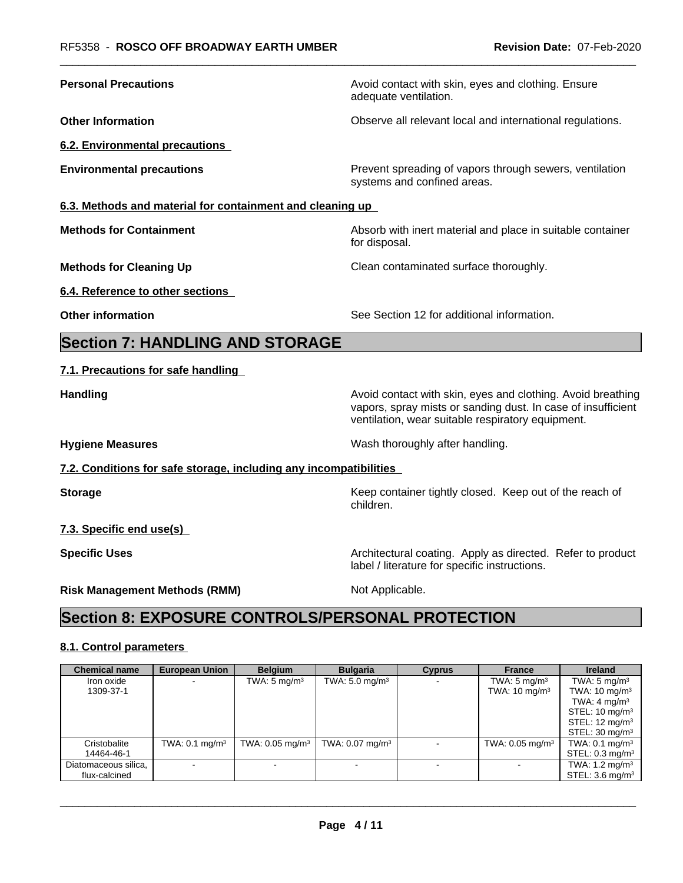| | |
|---|---|
| **Personal Precautions** | Avoid contact with skin, eyes and clothing. Ensure adequate ventilation. |
| **Other Information** | Observe all relevant local and international regulations. |

**6.2. Environmental precautions**

| | |
|---|---|
| **Environmental precautions** | Prevent spreading of vapors through sewers, ventilation systems and confined areas. |

**6.3. Methods and material for containment and cleaning up**

| | |
|---|---|
| **Methods for Containment** | Absorb with inert material and place in suitable container for disposal. |
| **Methods for Cleaning Up** | Clean contaminated surface thoroughly. |

**6.4. Reference to other sections**

| | |
|---|---|
| **Other information** | See Section 12 for additional information. |

# Section 7: HANDLING AND STORAGE

**7.1. Precautions for safe handling**

| | |
|---|---|
| **Handling** | Avoid contact with skin, eyes and clothing. Avoid breathing vapors, spray mists or sanding dust. In case of insufficient ventilation, wear suitable respiratory equipment. |
| **Hygiene Measures** | Wash thoroughly after handling. |

**7.2. Conditions for safe storage, including any incompatibilities**

| | |
|---|---|
| **Storage** | Keep container tightly closed. Keep out of the reach of children. |

**7.3. Specific end use(s)**

| | |
|---|---|
| **Specific Uses** | Architectural coating. Apply as directed. Refer to product label / literature for specific instructions. |
| **Risk Management Methods (RMM)** | Not Applicable. |

# Section 8: EXPOSURE CONTROLS/PERSONAL PROTECTION

**8.1. Control parameters**

| Chemical name | European Union | Belgium | Bulgaria | Cyprus | France | Ireland |
|---|---|---|---|---|---|---|
| Iron oxide 1309-37-1 | - | TWA: 5 mg/m³ | TWA: 5.0 mg/m³ | - | TWA: 5 mg/m³ TWA: 10 mg/m³ | TWA: 5 mg/m³ TWA: 10 mg/m³ TWA: 4 mg/m³ STEL: 10 mg/m³ STEL: 12 mg/m³ STEL: 30 mg/m³ |
| Cristobalite 14464-46-1 | TWA: 0.1 mg/m³ | TWA: 0.05 mg/m³ | TWA: 0.07 mg/m³ | - | TWA: 0.05 mg/m³ | TWA: 0.1 mg/m³ STEL: 0.3 mg/m³ |
| Diatomaceous silica, flux-calcined | - | - | - | - | - | TWA: 1.2 mg/m³ STEL: 3.6 mg/m³ |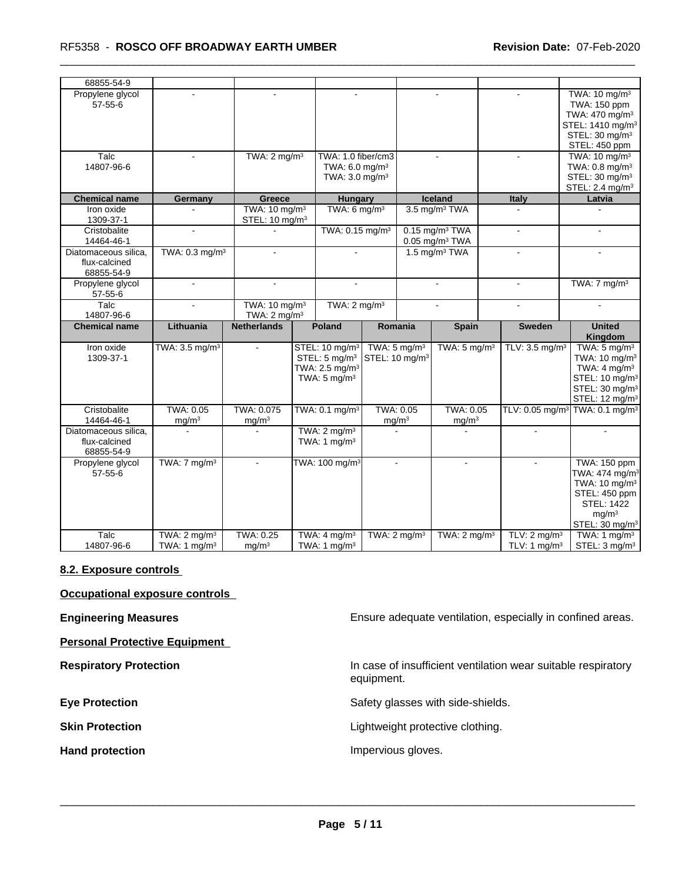| 68855-54-9 | | | | | | |
|---|---|---|---|---|---|---|
| Propylene glycol 57-55-6 | - | - | - | - | - | TWA: 10 mg/m³ TWA: 150 ppm TWA: 470 mg/m³ STEL: 1410 mg/m³ STEL: 30 mg/m³ STEL: 450 ppm |
| Talc 14807-96-6 | - | TWA: 2 mg/m³ | TWA: 1.0 fiber/cm3 TWA: 6.0 mg/m³ TWA: 3.0 mg/m³ | - | - | TWA: 10 mg/m³ TWA: 0.8 mg/m³ STEL: 30 mg/m³ STEL: 2.4 mg/m³ |

| Chemical name | Germany | Greece | Hungary | Iceland | Italy | Latvia |
|---|---|---|---|---|---|---|
| Iron oxide 1309-37-1 | - | TWA: 10 mg/m³ STEL: 10 mg/m³ | TWA: 6 mg/m³ | 3.5 mg/m³ TWA | - | - |
| Cristobalite 14464-46-1 | - | - | TWA: 0.15 mg/m³ | 0.15 mg/m³ TWA 0.05 mg/m³ TWA | - | - |
| Diatomaceous silica, flux-calcined 68855-54-9 | TWA: 0.3 mg/m³ | - | - | 1.5 mg/m³ TWA | - | - |
| Propylene glycol 57-55-6 | - | - | - | - | - | TWA: 7 mg/m³ |
| Talc 14807-96-6 | - | TWA: 10 mg/m³ TWA: 2 mg/m³ | TWA: 2 mg/m³ | - | - | - |

| Chemical name | Lithuania | Netherlands | Poland | Romania | Spain | Sweden | United Kingdom |
|---|---|---|---|---|---|---|---|
| Iron oxide 1309-37-1 | TWA: 3.5 mg/m³ | - | STEL: 10 mg/m³ STEL: 5 mg/m³ TWA: 2.5 mg/m³ TWA: 5 mg/m³ | TWA: 5 mg/m³ STEL: 10 mg/m³ | TWA: 5 mg/m³ | TLV: 3.5 mg/m³ | TWA: 5 mg/m³ TWA: 10 mg/m³ TWA: 4 mg/m³ STEL: 10 mg/m³ STEL: 30 mg/m³ STEL: 12 mg/m³ |
| Cristobalite 14464-46-1 | TWA: 0.05 mg/m³ | TWA: 0.075 mg/m³ | TWA: 0.1 mg/m³ | TWA: 0.05 mg/m³ | TWA: 0.05 mg/m³ | TLV: 0.05 mg/m³ | TWA: 0.1 mg/m³ |
| Diatomaceous silica, flux-calcined 68855-54-9 | - | - | TWA: 2 mg/m³ TWA: 1 mg/m³ | - | - | - | - |
| Propylene glycol 57-55-6 | TWA: 7 mg/m³ | - | TWA: 100 mg/m³ | - | - | - | TWA: 150 ppm TWA: 474 mg/m³ TWA: 10 mg/m³ STEL: 450 ppm STEL: 1422 mg/m³ STEL: 30 mg/m³ |
| Talc 14807-96-6 | TWA: 2 mg/m³ TWA: 1 mg/m³ | TWA: 0.25 mg/m³ | TWA: 4 mg/m³ TWA: 1 mg/m³ | TWA: 2 mg/m³ | TWA: 2 mg/m³ | TLV: 2 mg/m³ TLV: 1 mg/m³ | TWA: 1 mg/m³ STEL: 3 mg/m³ |

## 8.2. Exposure controls

**Occupational exposure controls**

**Engineering Measures** Ensure adequate ventilation, especially in confined areas.

**Personal Protective Equipment**

**Respiratory Protection** In case of insufficient ventilation wear suitable respiratory equipment.

**Eye Protection** Safety glasses with side-shields.

**Skin Protection** Lightweight protective clothing.

**Hand protection** Impervious gloves.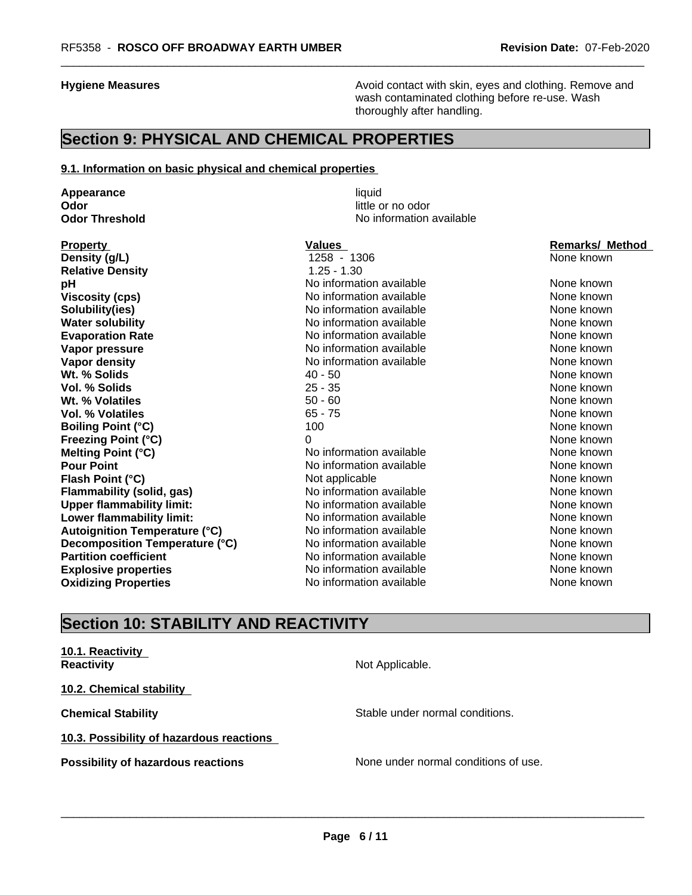**Hygiene Measures** Avoid contact with skin, eyes and clothing. Remove and wash contaminated clothing before re-use. Wash thoroughly after handling.

# Section 9: PHYSICAL AND CHEMICAL PROPERTIES

**9.1. Information on basic physical and chemical properties**

**Appearance** liquid
**Odor** little or no odor
**Odor Threshold** No information available

| Property | Values | Remarks/ Method |
|---|---|---|
| **Density (g/L)** | 1258 - 1306 | None known |
| **Relative Density** | 1.25 - 1.30 | |
| **pH** | No information available | None known |
| **Viscosity (cps)** | No information available | None known |
| **Solubility(ies)** | No information available | None known |
| **Water solubility** | No information available | None known |
| **Evaporation Rate** | No information available | None known |
| **Vapor pressure** | No information available | None known |
| **Vapor density** | No information available | None known |
| **Wt. % Solids** | 40 - 50 | None known |
| **Vol. % Solids** | 25 - 35 | None known |
| **Wt. % Volatiles** | 50 - 60 | None known |
| **Vol. % Volatiles** | 65 - 75 | None known |
| **Boiling Point (°C)** | 100 | None known |
| **Freezing Point (°C)** | 0 | None known |
| **Melting Point (°C)** | No information available | None known |
| **Pour Point** | No information available | None known |
| **Flash Point (°C)** | Not applicable | None known |
| **Flammability (solid, gas)** | No information available | None known |
| **Upper flammability limit:** | No information available | None known |
| **Lower flammability limit:** | No information available | None known |
| **Autoignition Temperature (°C)** | No information available | None known |
| **Decomposition Temperature (°C)** | No information available | None known |
| **Partition coefficient** | No information available | None known |
| **Explosive properties** | No information available | None known |
| **Oxidizing Properties** | No information available | None known |

# Section 10: STABILITY AND REACTIVITY

**10.1. Reactivity**

**Reactivity** Not Applicable.

**10.2. Chemical stability**

**Chemical Stability** Stable under normal conditions.

**10.3. Possibility of hazardous reactions**

**Possibility of hazardous reactions** None under normal conditions of use.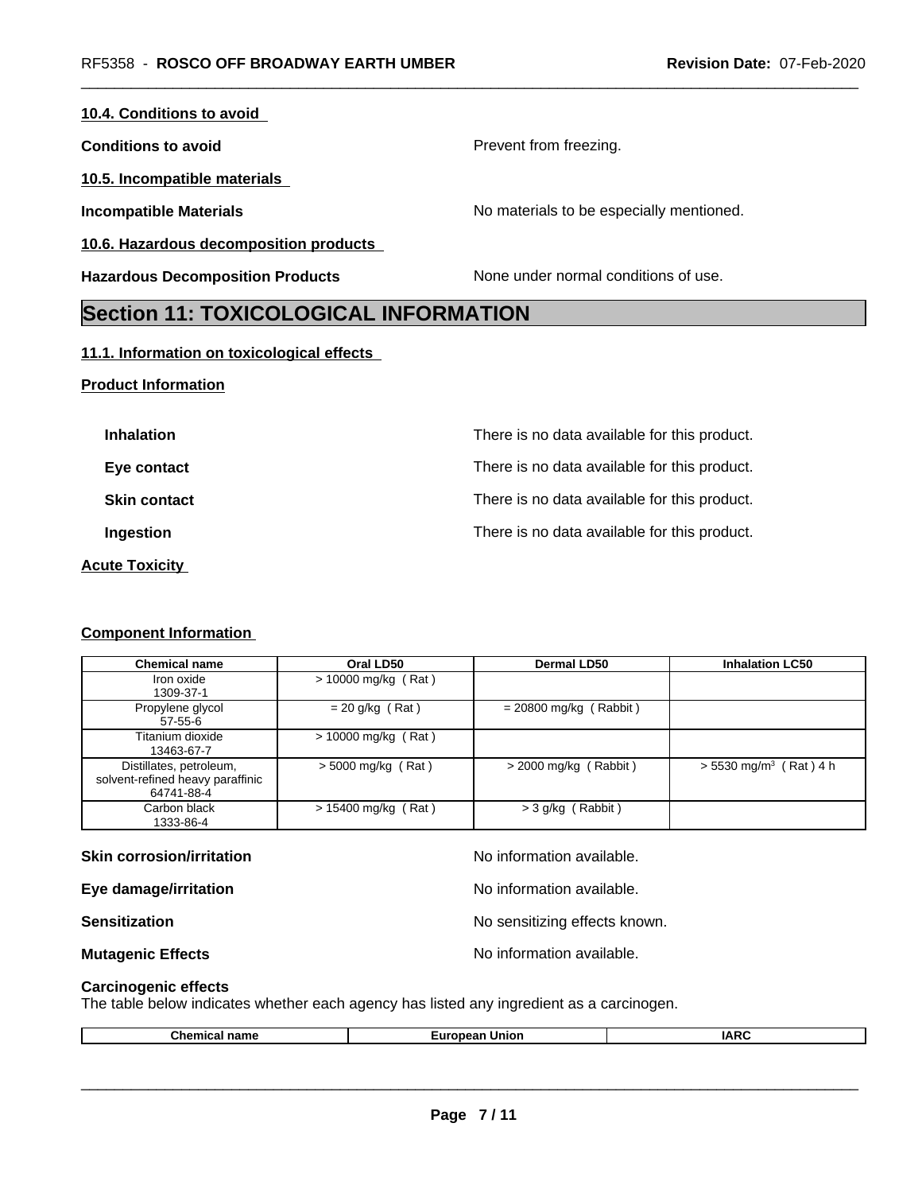#### 10.4. Conditions to avoid

**Conditions to avoid** Prevent from freezing.

#### 10.5. Incompatible materials

**Incompatible Materials** No materials to be especially mentioned.

#### 10.6. Hazardous decomposition products

**Hazardous Decomposition Products** None under normal conditions of use.

## Section 11: TOXICOLOGICAL INFORMATION

#### 11.1. Information on toxicological effects

**Product Information**

**Inhalation** There is no data available for this product.

**Eye contact** There is no data available for this product.

**Skin contact** There is no data available for this product.

**Ingestion** There is no data available for this product.

**Acute Toxicity**

**Component Information**

| Chemical name | Oral LD50 | Dermal LD50 | Inhalation LC50 |
|---|---|---|---|
| Iron oxide<br>1309-37-1 | > 10000 mg/kg ( Rat ) | | |
| Propylene glycol<br>57-55-6 | = 20 g/kg ( Rat ) | = 20800 mg/kg ( Rabbit ) | |
| Titanium dioxide<br>13463-67-7 | > 10000 mg/kg ( Rat ) | | |
| Distillates, petroleum, solvent-refined heavy paraffinic<br>64741-88-4 | > 5000 mg/kg ( Rat ) | > 2000 mg/kg ( Rabbit ) | > 5530 mg/m$^3$ ( Rat ) 4 h |
| Carbon black<br>1333-86-4 | > 15400 mg/kg ( Rat ) | > 3 g/kg ( Rabbit ) | |

**Skin corrosion/irritation** No information available.

**Eye damage/irritation** No information available.

**Sensitization** No sensitizing effects known.

**Mutagenic Effects** No information available.

**Carcinogenic effects**
The table below indicates whether each agency has listed any ingredient as a carcinogen.

| Chemical name | European Union | IARC |
|---|---|---|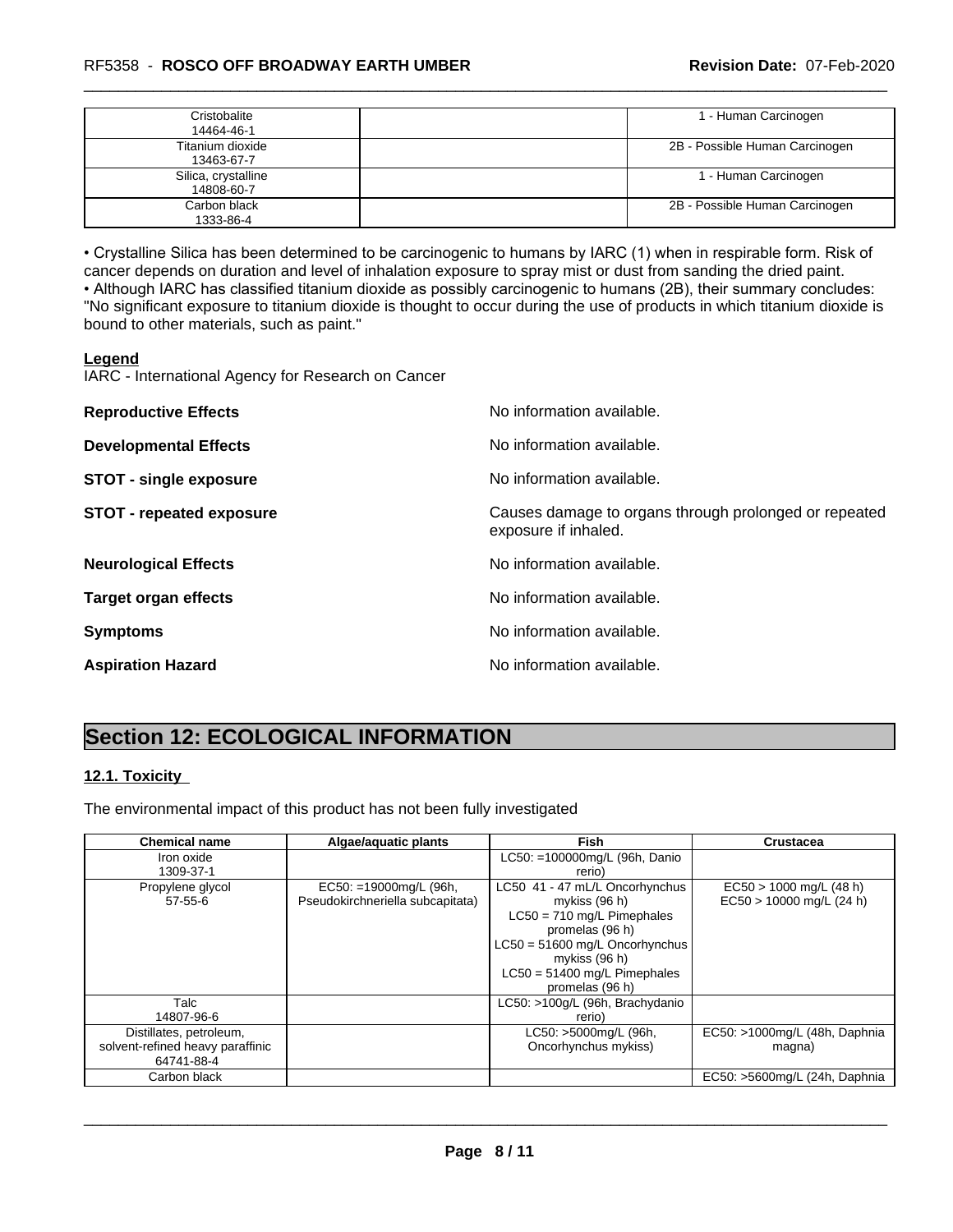| Cristobalite 14464-46-1 | | 1 - Human Carcinogen |
|---|---|---|
| Titanium dioxide 13463-67-7 | | 2B - Possible Human Carcinogen |
| Silica, crystalline 14808-60-7 | | 1 - Human Carcinogen |
| Carbon black 1333-86-4 | | 2B - Possible Human Carcinogen |

• Crystalline Silica has been determined to be carcinogenic to humans by IARC (1) when in respirable form. Risk of cancer depends on duration and level of inhalation exposure to spray mist or dust from sanding the dried paint.
• Although IARC has classified titanium dioxide as possibly carcinogenic to humans (2B), their summary concludes: "No significant exposure to titanium dioxide is thought to occur during the use of products in which titanium dioxide is bound to other materials, such as paint."

**Legend**
IARC - International Agency for Research on Cancer

**Reproductive Effects** No information available.

**Developmental Effects** No information available.

**STOT - single exposure** No information available.

**STOT - repeated exposure** Causes damage to organs through prolonged or repeated exposure if inhaled.

**Neurological Effects** No information available.

**Target organ effects** No information available.

**Symptoms** No information available.

**Aspiration Hazard** No information available.

# Section 12: ECOLOGICAL INFORMATION

## 12.1. Toxicity

The environmental impact of this product has not been fully investigated

| Chemical name | Algae/aquatic plants | Fish | Crustacea |
|---|---|---|---|
| Iron oxide 1309-37-1 | | LC50: =100000mg/L (96h, Danio rerio) | |
| Propylene glycol 57-55-6 | EC50: =19000mg/L (96h, Pseudokirchneriella subcapitata) | LC50 41 - 47 mL/L Oncorhynchus mykiss (96 h) LC50 = 710 mg/L Pimephales promelas (96 h) LC50 = 51600 mg/L Oncorhynchus mykiss (96 h) LC50 = 51400 mg/L Pimephales promelas (96 h) | EC50 > 1000 mg/L (48 h) EC50 > 10000 mg/L (24 h) |
| Talc 14807-96-6 | | LC50: >100g/L (96h, Brachydanio rerio) | |
| Distillates, petroleum, solvent-refined heavy paraffinic 64741-88-4 | | LC50: >5000mg/L (96h, Oncorhynchus mykiss) | EC50: >1000mg/L (48h, Daphnia magna) |
| Carbon black | | | EC50: >5600mg/L (24h, Daphnia |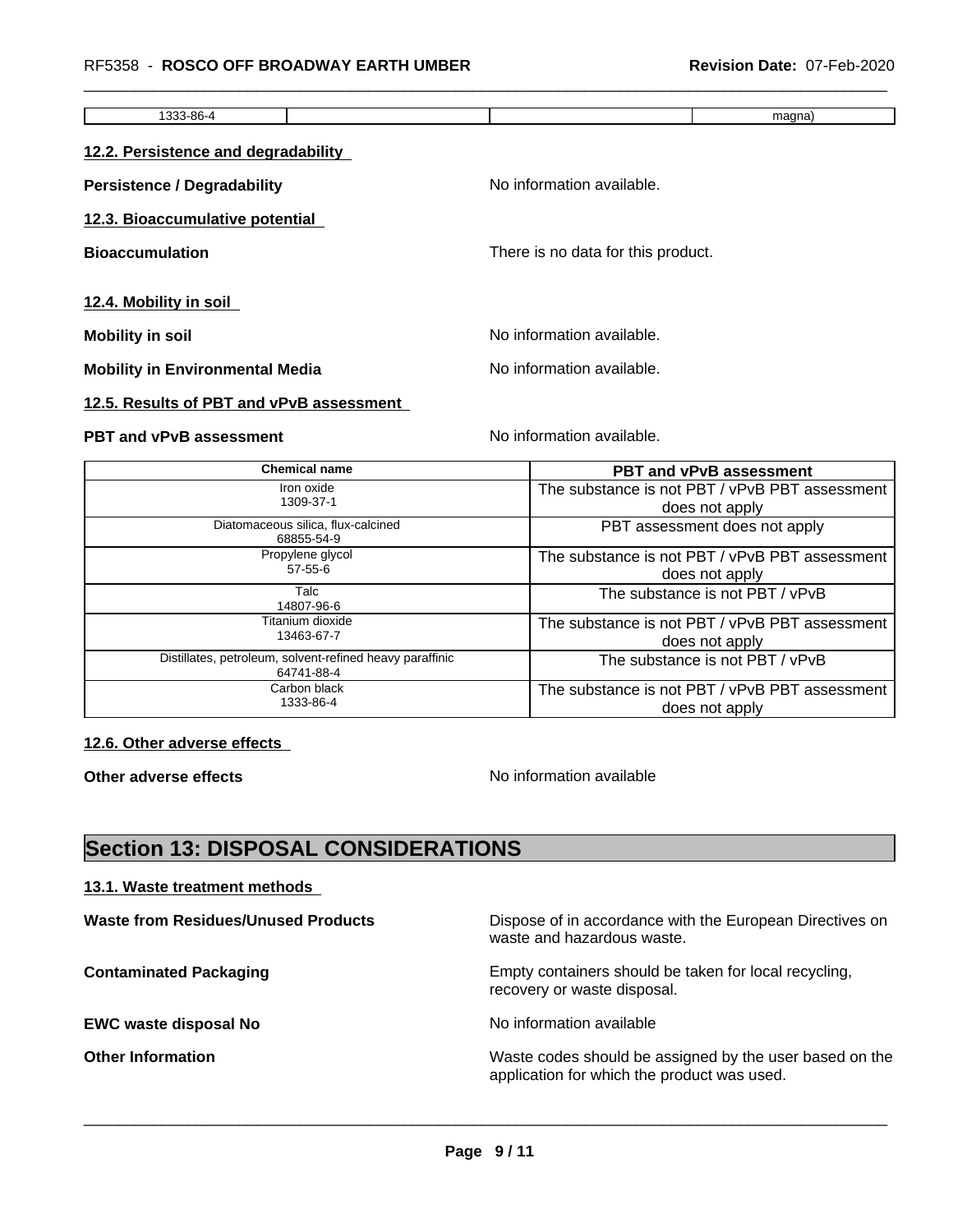| 1333-86-4 | | | magna) |
|---|---|---|---|

### 12.2. Persistence and degradability

**Persistence / Degradability** No information available.

### 12.3. Bioaccumulative potential

**Bioaccumulation** There is no data for this product.

### 12.4. Mobility in soil

**Mobility in soil** No information available.

**Mobility in Environmental Media** No information available.

### 12.5. Results of PBT and vPvB assessment

**PBT and vPvB assessment** No information available.

| Chemical name | PBT and vPvB assessment |
|---|---|
| Iron oxide<br>1309-37-1 | The substance is not PBT / vPvB PBT assessment does not apply |
| Diatomaceous silica, flux-calcined<br>68855-54-9 | PBT assessment does not apply |
| Propylene glycol<br>57-55-6 | The substance is not PBT / vPvB PBT assessment does not apply |
| Talc<br>14807-96-6 | The substance is not PBT / vPvB |
| Titanium dioxide<br>13463-67-7 | The substance is not PBT / vPvB PBT assessment does not apply |
| Distillates, petroleum, solvent-refined heavy paraffinic<br>64741-88-4 | The substance is not PBT / vPvB |
| Carbon black<br>1333-86-4 | The substance is not PBT / vPvB PBT assessment does not apply |

### 12.6. Other adverse effects

**Other adverse effects** No information available

## Section 13: DISPOSAL CONSIDERATIONS

### 13.1. Waste treatment methods

**Waste from Residues/Unused Products** Dispose of in accordance with the European Directives on waste and hazardous waste.

**Contaminated Packaging** Empty containers should be taken for local recycling, recovery or waste disposal.

**EWC waste disposal No** No information available

**Other Information** Waste codes should be assigned by the user based on the application for which the product was used.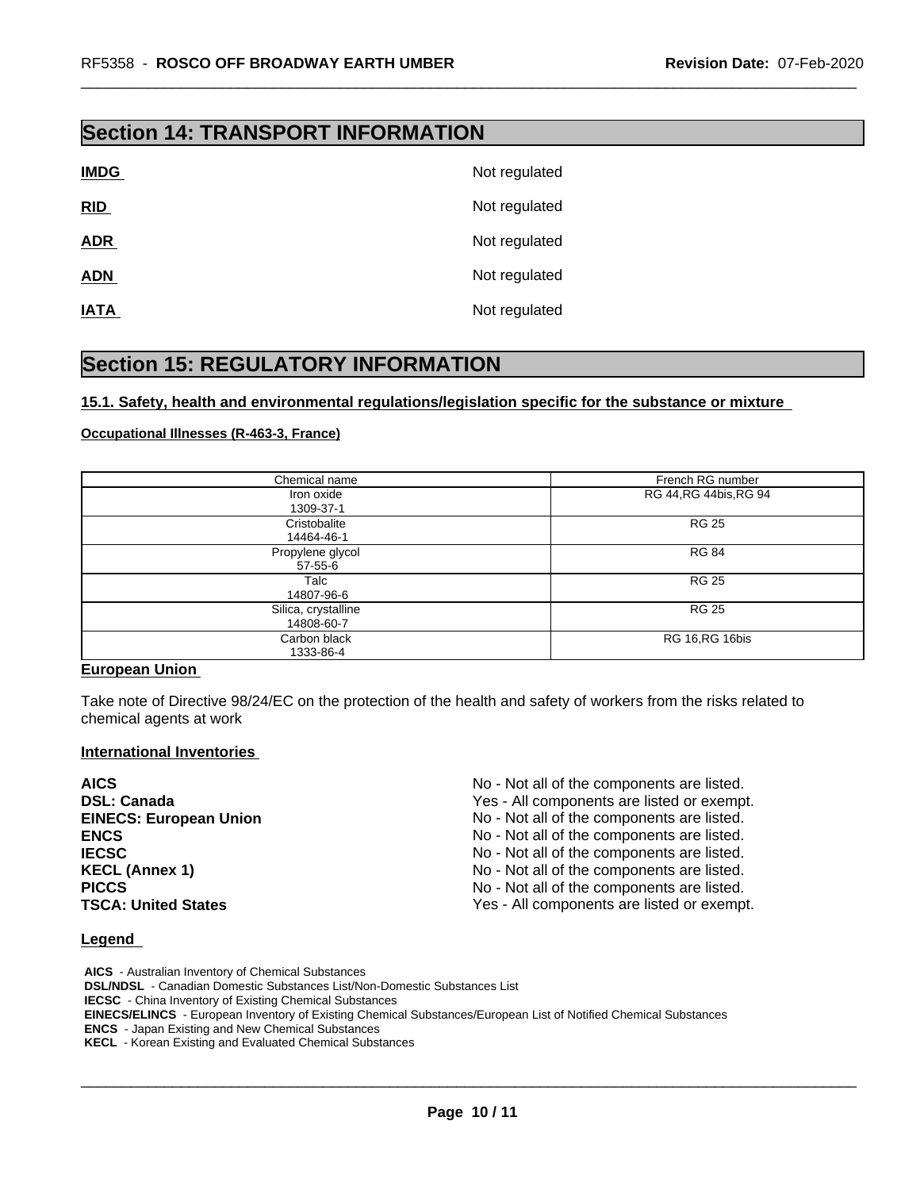## Section 14: TRANSPORT INFORMATION

| | |
|---|---|
| **IMDG** | Not regulated |
| **RID** | Not regulated |
| **ADR** | Not regulated |
| **ADN** | Not regulated |
| **IATA** | Not regulated |

## Section 15: REGULATORY INFORMATION

### 15.1. Safety, health and environmental regulations/legislation specific for the substance or mixture

**Occupational Illnesses (R-463-3, France)**

| Chemical name | French RG number |
|---|---|
| Iron oxide<br>1309-37-1 | RG 44,RG 44bis,RG 94 |
| Cristobalite<br>14464-46-1 | RG 25 |
| Propylene glycol<br>57-55-6 | RG 84 |
| Talc<br>14807-96-6 | RG 25 |
| Silica, crystalline<br>14808-60-7 | RG 25 |
| Carbon black<br>1333-86-4 | RG 16,RG 16bis |

**European Union**

Take note of Directive 98/24/EC on the protection of the health and safety of workers from the risks related to chemical agents at work

**International Inventories**

| | |
|---|---|
| **AICS** | No - Not all of the components are listed. |
| **DSL: Canada** | Yes - All components are listed or exempt. |
| **EINECS: European Union** | No - Not all of the components are listed. |
| **ENCS** | No - Not all of the components are listed. |
| **IECSC** | No - Not all of the components are listed. |
| **KECL (Annex 1)** | No - Not all of the components are listed. |
| **PICCS** | No - Not all of the components are listed. |
| **TSCA: United States** | Yes - All components are listed or exempt. |

**Legend**

**AICS** - Australian Inventory of Chemical Substances
**DSL/NDSL** - Canadian Domestic Substances List/Non-Domestic Substances List
**IECSC** - China Inventory of Existing Chemical Substances
**EINECS/ELINCS** - European Inventory of Existing Chemical Substances/European List of Notified Chemical Substances
**ENCS** - Japan Existing and New Chemical Substances
**KECL** - Korean Existing and Evaluated Chemical Substances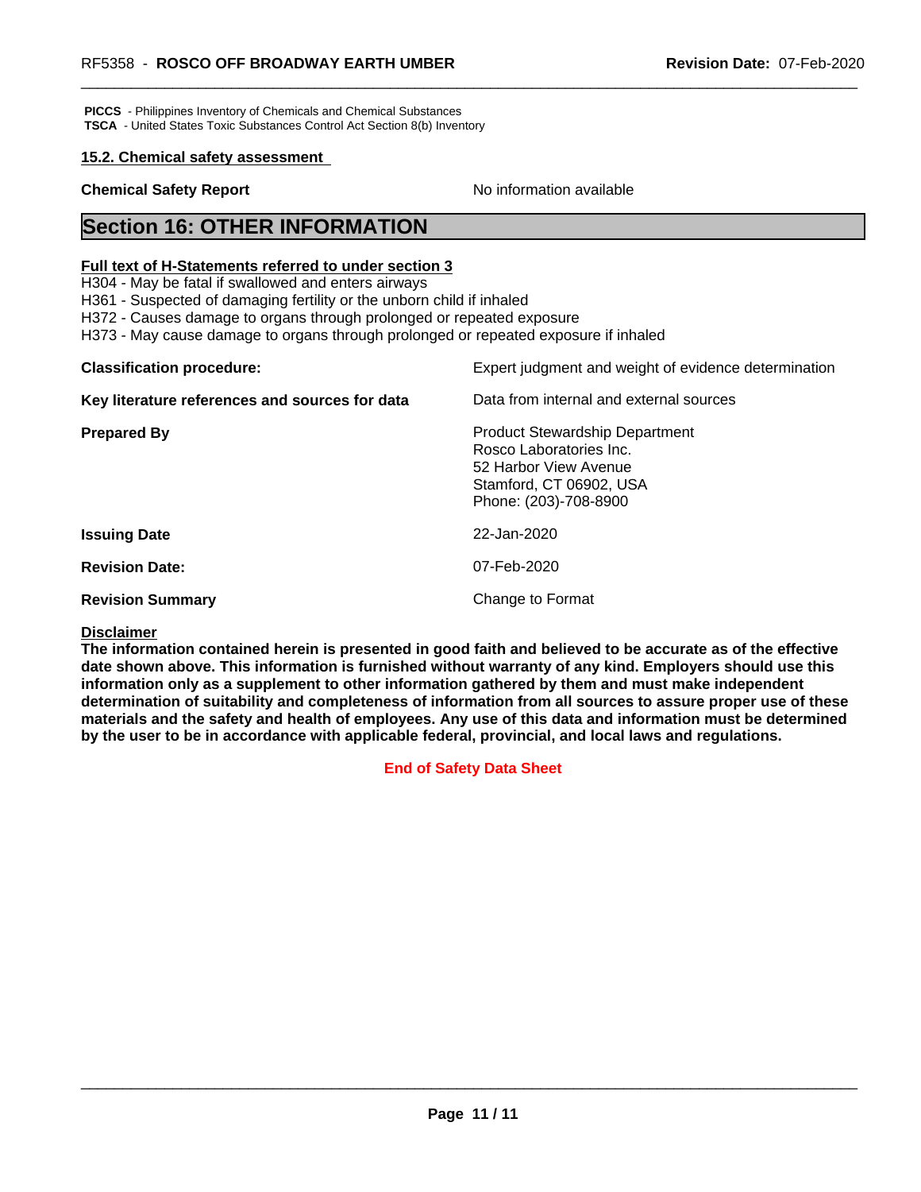**PICCS** - Philippines Inventory of Chemicals and Chemical Substances
**TSCA** - United States Toxic Substances Control Act Section 8(b) Inventory

### 15.2. Chemical safety assessment

| | |
|---|---|
| **Chemical Safety Report** | No information available |

## Section 16: OTHER INFORMATION

**Full text of H-Statements referred to under section 3**

H304 - May be fatal if swallowed and enters airways
H361 - Suspected of damaging fertility or the unborn child if inhaled
H372 - Causes damage to organs through prolonged or repeated exposure
H373 - May cause damage to organs through prolonged or repeated exposure if inhaled

| | |
|---|---|
| **Classification procedure:** | Expert judgment and weight of evidence determination |
| **Key literature references and sources for data** | Data from internal and external sources |
| **Prepared By** | Product Stewardship Department<br>Rosco Laboratories Inc.<br>52 Harbor View Avenue<br>Stamford, CT 06902, USA<br>Phone: (203)-708-8900 |
| **Issuing Date** | 22-Jan-2020 |
| **Revision Date:** | 07-Feb-2020 |
| **Revision Summary** | Change to Format |

**Disclaimer**

**The information contained herein is presented in good faith and believed to be accurate as of the effective date shown above. This information is furnished without warranty of any kind. Employers should use this information only as a supplement to other information gathered by them and must make independent determination of suitability and completeness of information from all sources to assure proper use of these materials and the safety and health of employees. Any use of this data and information must be determined by the user to be in accordance with applicable federal, provincial, and local laws and regulations.**

**End of Safety Data Sheet**